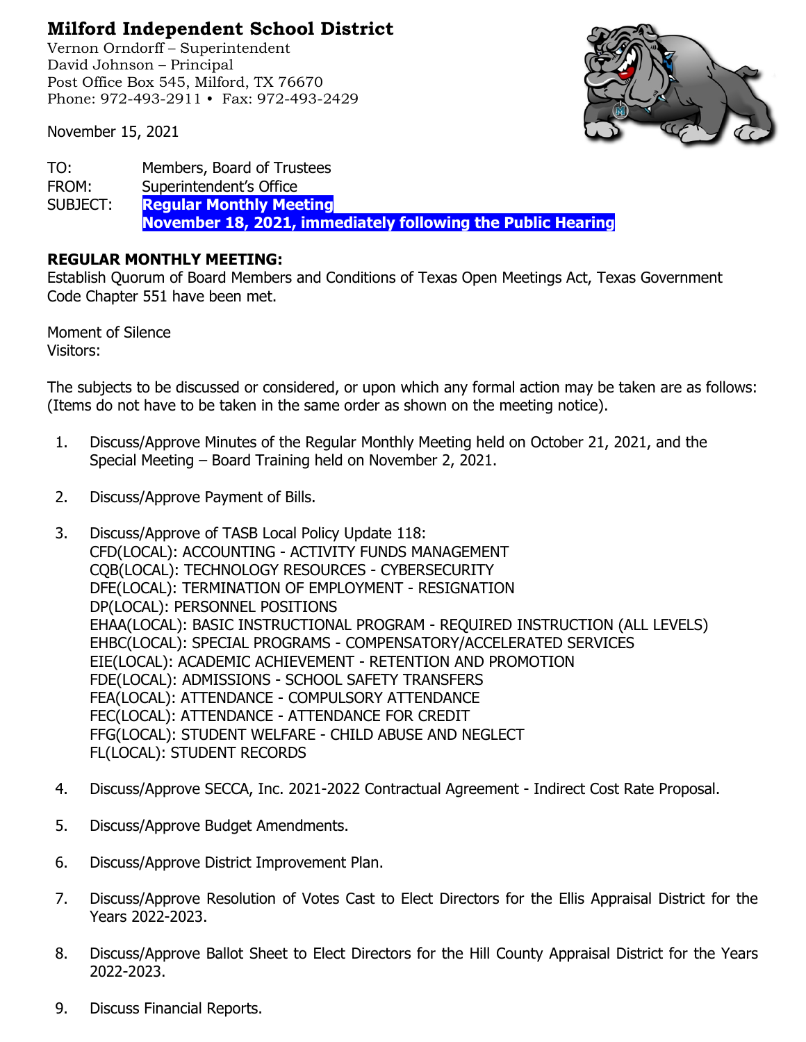# Milford Independent School District

Vernon Orndorff – Superintendent
David Johnson – Principal
Post Office Box 545, Milford, TX 76670
Phone: 972-493-2911 • Fax: 972-493-2429

November 15, 2021

TO: Members, Board of Trustees
FROM: Superintendent's Office
SUBJECT: **Regular Monthly Meeting**
**November 18, 2021, immediately following the Public Hearing**

**REGULAR MONTHLY MEETING:**
Establish Quorum of Board Members and Conditions of Texas Open Meetings Act, Texas Government Code Chapter 551 have been met.

Moment of Silence
Visitors:

The subjects to be discussed or considered, or upon which any formal action may be taken are as follows: (Items do not have to be taken in the same order as shown on the meeting notice).

1. Discuss/Approve Minutes of the Regular Monthly Meeting held on October 21, 2021, and the Special Meeting – Board Training held on November 2, 2021.

2. Discuss/Approve Payment of Bills.

3. Discuss/Approve of TASB Local Policy Update 118:
   CFD(LOCAL): ACCOUNTING - ACTIVITY FUNDS MANAGEMENT
   CQB(LOCAL): TECHNOLOGY RESOURCES - CYBERSECURITY
   DFE(LOCAL): TERMINATION OF EMPLOYMENT - RESIGNATION
   DP(LOCAL): PERSONNEL POSITIONS
   EHAA(LOCAL): BASIC INSTRUCTIONAL PROGRAM - REQUIRED INSTRUCTION (ALL LEVELS)
   EHBC(LOCAL): SPECIAL PROGRAMS - COMPENSATORY/ACCELERATED SERVICES
   EIE(LOCAL): ACADEMIC ACHIEVEMENT - RETENTION AND PROMOTION
   FDE(LOCAL): ADMISSIONS - SCHOOL SAFETY TRANSFERS
   FEA(LOCAL): ATTENDANCE - COMPULSORY ATTENDANCE
   FEC(LOCAL): ATTENDANCE - ATTENDANCE FOR CREDIT
   FFG(LOCAL): STUDENT WELFARE - CHILD ABUSE AND NEGLECT
   FL(LOCAL): STUDENT RECORDS

4. Discuss/Approve SECCA, Inc. 2021-2022 Contractual Agreement - Indirect Cost Rate Proposal.

5. Discuss/Approve Budget Amendments.

6. Discuss/Approve District Improvement Plan.

7. Discuss/Approve Resolution of Votes Cast to Elect Directors for the Ellis Appraisal District for the Years 2022-2023.

8. Discuss/Approve Ballot Sheet to Elect Directors for the Hill County Appraisal District for the Years 2022-2023.

9. Discuss Financial Reports.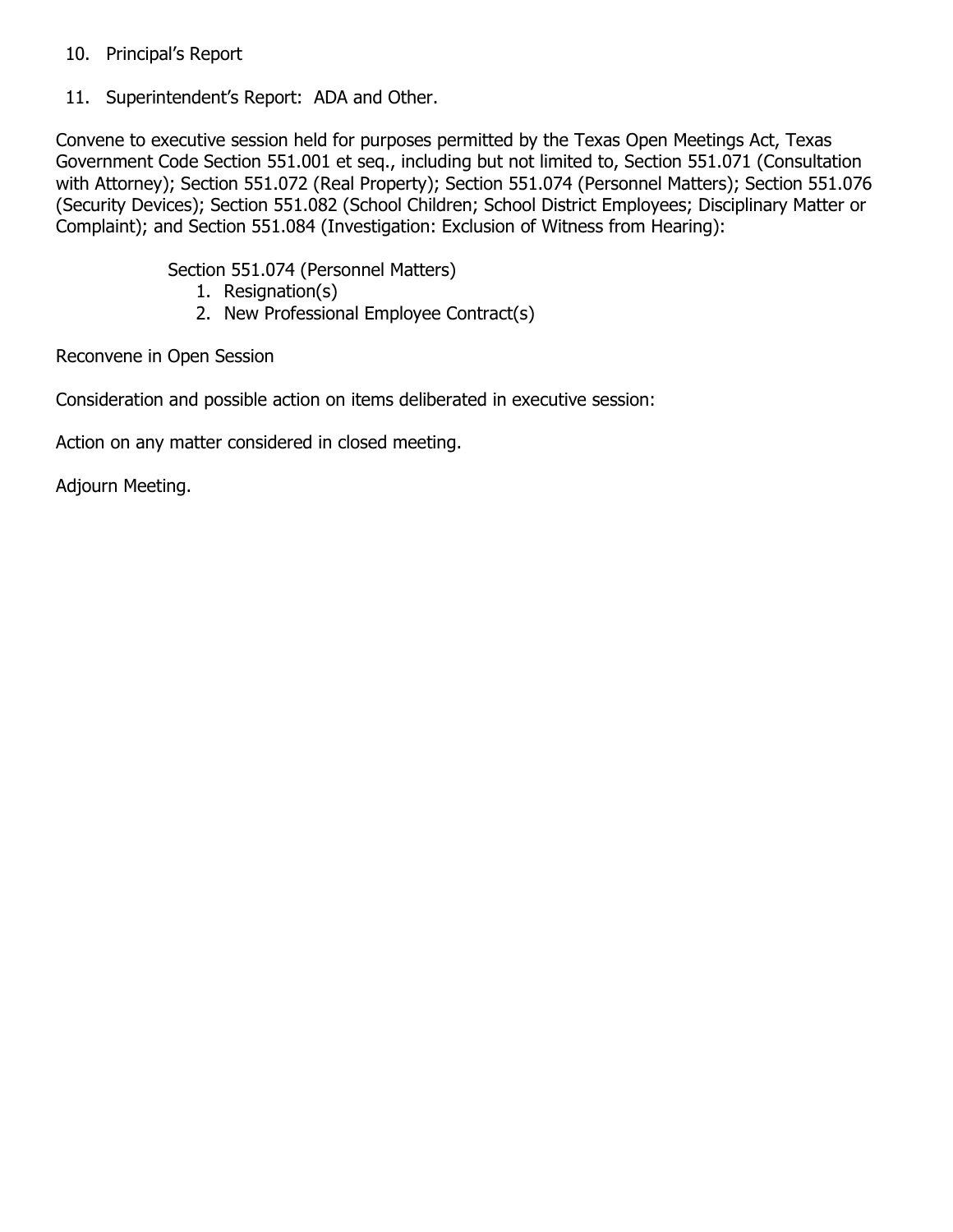10. Principal's Report

11. Superintendent's Report: ADA and Other.

Convene to executive session held for purposes permitted by the Texas Open Meetings Act, Texas Government Code Section 551.001 et seq., including but not limited to, Section 551.071 (Consultation with Attorney); Section 551.072 (Real Property); Section 551.074 (Personnel Matters); Section 551.076 (Security Devices); Section 551.082 (School Children; School District Employees; Disciplinary Matter or Complaint); and Section 551.084 (Investigation: Exclusion of Witness from Hearing):

Section 551.074 (Personnel Matters)

1. Resignation(s)
2. New Professional Employee Contract(s)

Reconvene in Open Session

Consideration and possible action on items deliberated in executive session:

Action on any matter considered in closed meeting.

Adjourn Meeting.